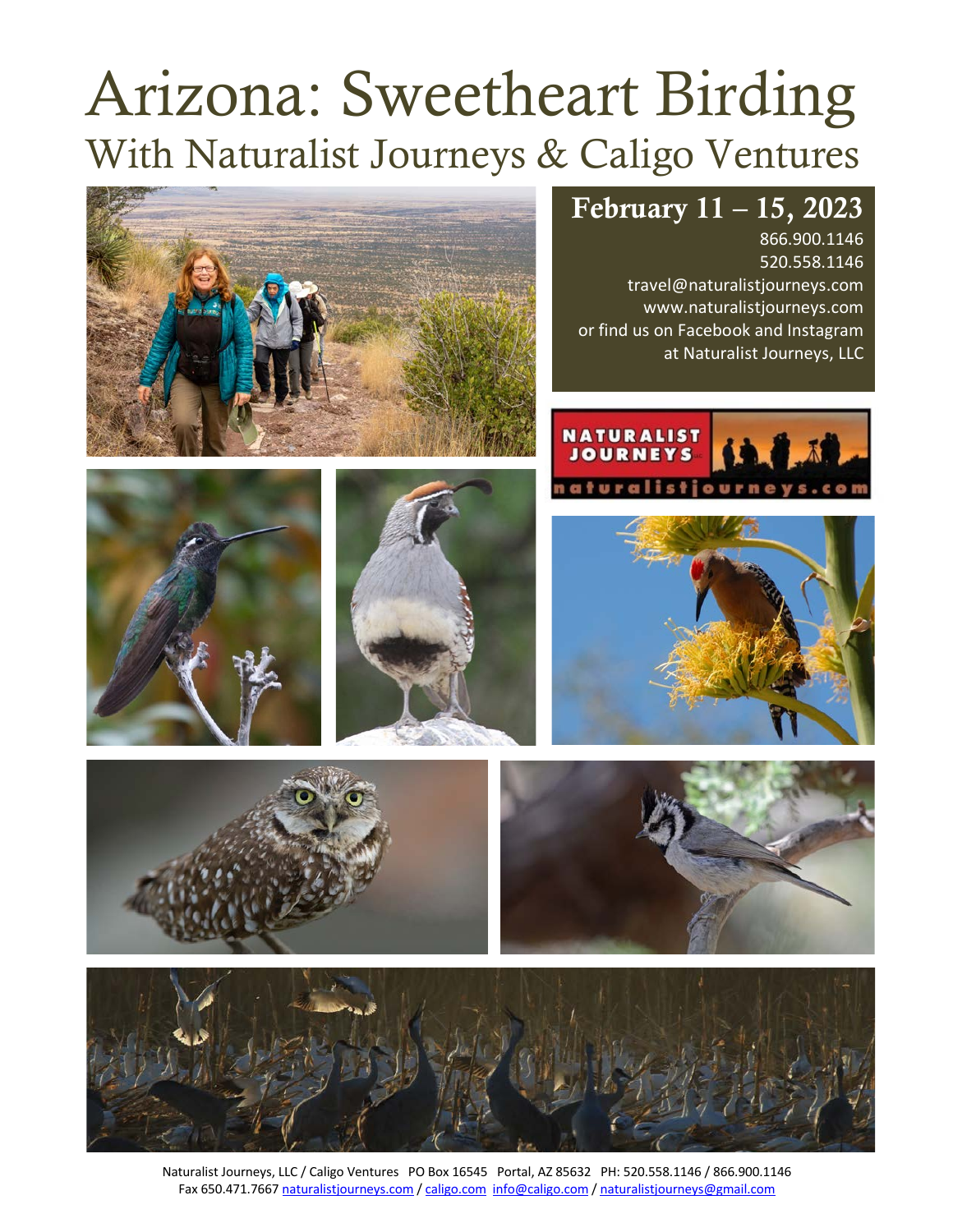# Arizona: Sweetheart Birding

## With Naturalist Journeys & Caligo Ventures

**February 11 – 15, 2023**

866.900.1146
520.558.1146
travel@naturalistjourneys.com
www.naturalistjourneys.com
or find us on Facebook and Instagram
at Naturalist Journeys, LLC

Naturalist Journeys, LLC / Caligo Ventures PO Box 16545 Portal, AZ 85632 PH: 520.558.1146 / 866.900.1146
Fax 650.471.7667 naturalistjourneys.com / caligo.com info@caligo.com / naturalistjourneys@gmail.com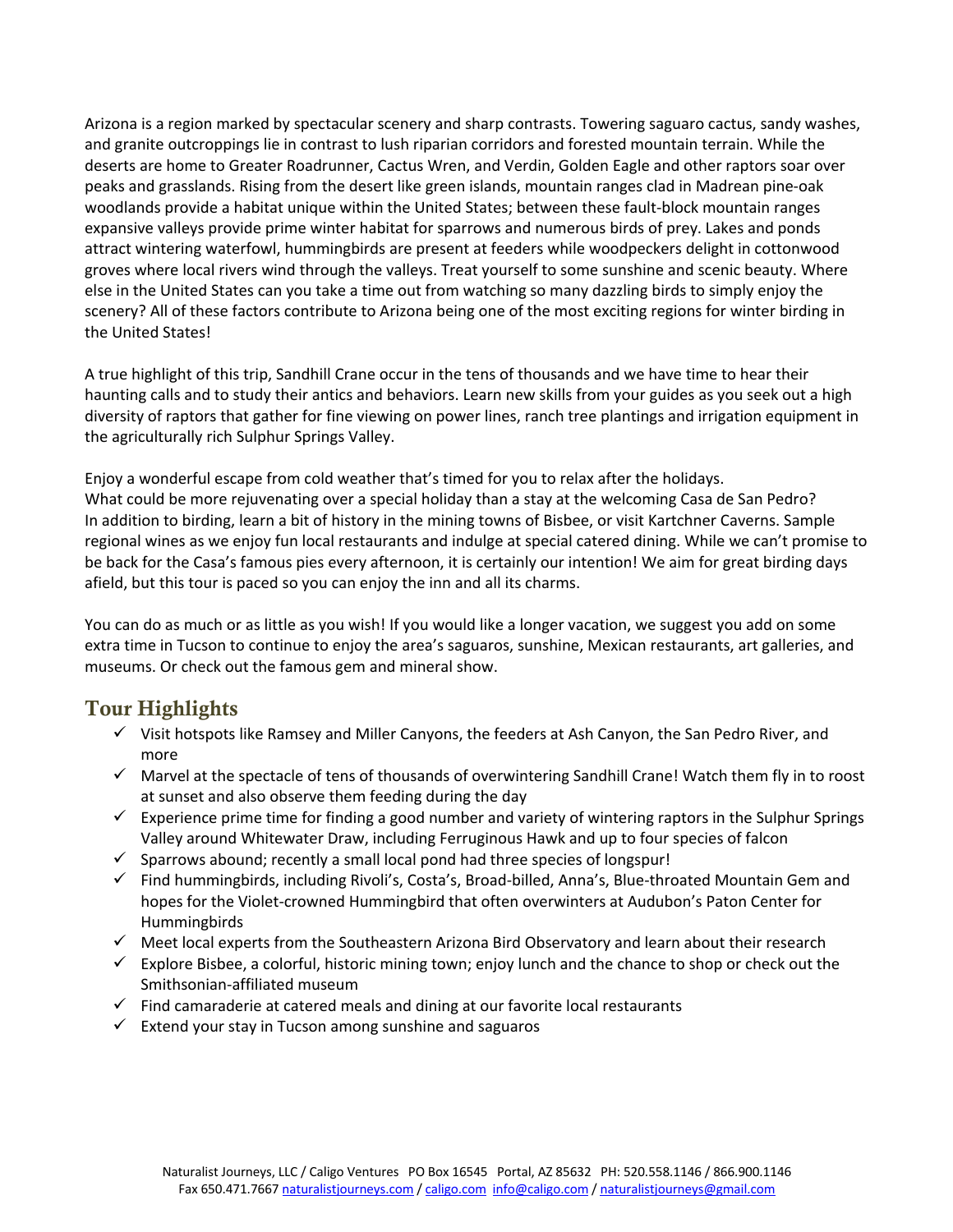Arizona is a region marked by spectacular scenery and sharp contrasts. Towering saguaro cactus, sandy washes, and granite outcroppings lie in contrast to lush riparian corridors and forested mountain terrain. While the deserts are home to Greater Roadrunner, Cactus Wren, and Verdin, Golden Eagle and other raptors soar over peaks and grasslands. Rising from the desert like green islands, mountain ranges clad in Madrean pine-oak woodlands provide a habitat unique within the United States; between these fault-block mountain ranges expansive valleys provide prime winter habitat for sparrows and numerous birds of prey. Lakes and ponds attract wintering waterfowl, hummingbirds are present at feeders while woodpeckers delight in cottonwood groves where local rivers wind through the valleys. Treat yourself to some sunshine and scenic beauty. Where else in the United States can you take a time out from watching so many dazzling birds to simply enjoy the scenery? All of these factors contribute to Arizona being one of the most exciting regions for winter birding in the United States!

A true highlight of this trip, Sandhill Crane occur in the tens of thousands and we have time to hear their haunting calls and to study their antics and behaviors. Learn new skills from your guides as you seek out a high diversity of raptors that gather for fine viewing on power lines, ranch tree plantings and irrigation equipment in the agriculturally rich Sulphur Springs Valley.

Enjoy a wonderful escape from cold weather that's timed for you to relax after the holidays.
What could be more rejuvenating over a special holiday than a stay at the welcoming Casa de San Pedro? In addition to birding, learn a bit of history in the mining towns of Bisbee, or visit Kartchner Caverns. Sample regional wines as we enjoy fun local restaurants and indulge at special catered dining. While we can't promise to be back for the Casa's famous pies every afternoon, it is certainly our intention! We aim for great birding days afield, but this tour is paced so you can enjoy the inn and all its charms.

You can do as much or as little as you wish! If you would like a longer vacation, we suggest you add on some extra time in Tucson to continue to enjoy the area's saguaros, sunshine, Mexican restaurants, art galleries, and museums. Or check out the famous gem and mineral show.

## Tour Highlights

- ✓ Visit hotspots like Ramsey and Miller Canyons, the feeders at Ash Canyon, the San Pedro River, and more
- ✓ Marvel at the spectacle of tens of thousands of overwintering Sandhill Crane! Watch them fly in to roost at sunset and also observe them feeding during the day
- ✓ Experience prime time for finding a good number and variety of wintering raptors in the Sulphur Springs Valley around Whitewater Draw, including Ferruginous Hawk and up to four species of falcon
- ✓ Sparrows abound; recently a small local pond had three species of longspur!
- ✓ Find hummingbirds, including Rivoli's, Costa's, Broad-billed, Anna's, Blue-throated Mountain Gem and hopes for the Violet-crowned Hummingbird that often overwinters at Audubon's Paton Center for Hummingbirds
- ✓ Meet local experts from the Southeastern Arizona Bird Observatory and learn about their research
- ✓ Explore Bisbee, a colorful, historic mining town; enjoy lunch and the chance to shop or check out the Smithsonian-affiliated museum
- ✓ Find camaraderie at catered meals and dining at our favorite local restaurants
- ✓ Extend your stay in Tucson among sunshine and saguaros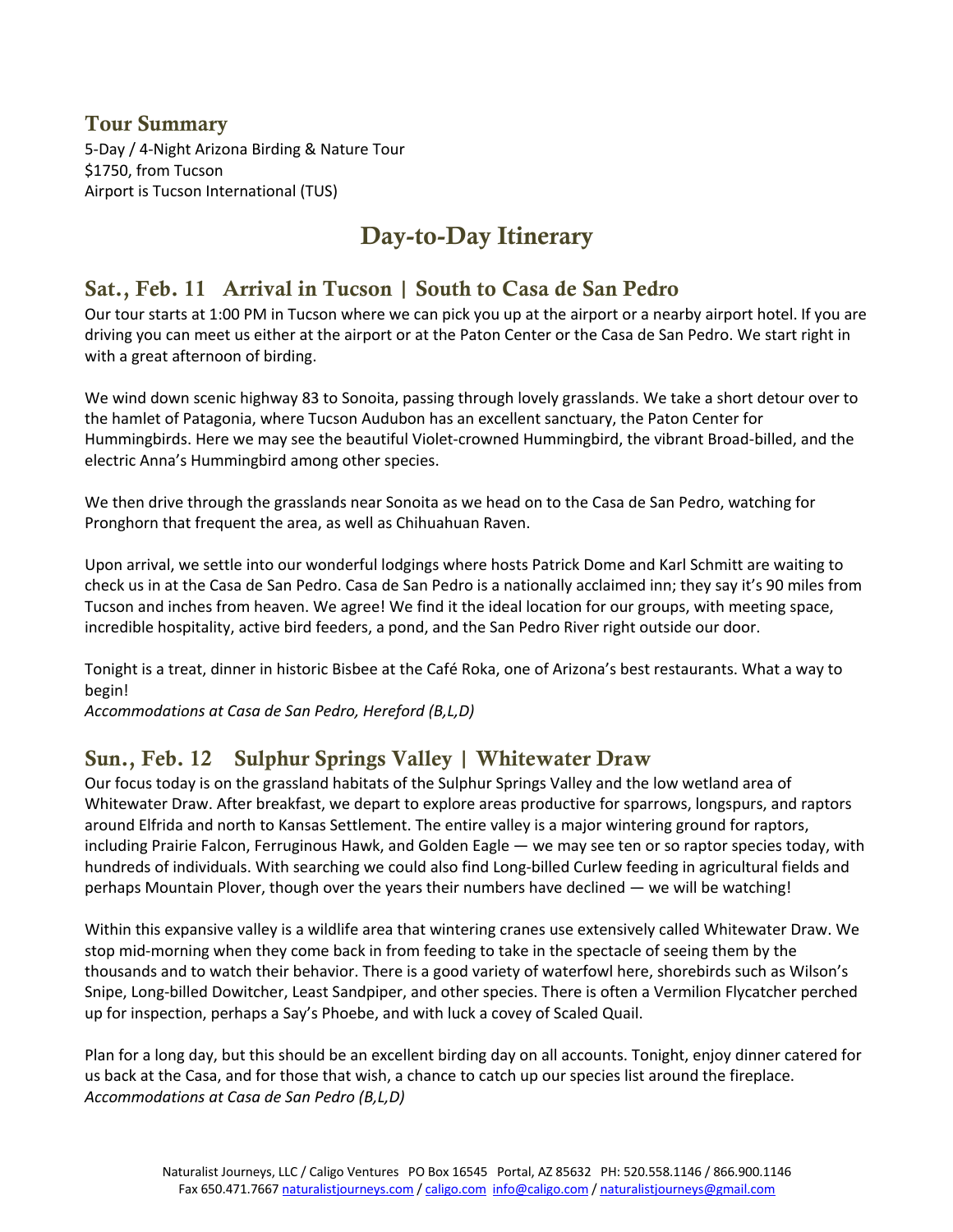## Tour Summary

5-Day / 4-Night Arizona Birding & Nature Tour
$1750, from Tucson
Airport is Tucson International (TUS)

# Day-to-Day Itinerary

## Sat., Feb. 11 Arrival in Tucson | South to Casa de San Pedro

Our tour starts at 1:00 PM in Tucson where we can pick you up at the airport or a nearby airport hotel. If you are driving you can meet us either at the airport or at the Paton Center or the Casa de San Pedro. We start right in with a great afternoon of birding.

We wind down scenic highway 83 to Sonoita, passing through lovely grasslands. We take a short detour over to the hamlet of Patagonia, where Tucson Audubon has an excellent sanctuary, the Paton Center for Hummingbirds. Here we may see the beautiful Violet-crowned Hummingbird, the vibrant Broad-billed, and the electric Anna's Hummingbird among other species.

We then drive through the grasslands near Sonoita as we head on to the Casa de San Pedro, watching for Pronghorn that frequent the area, as well as Chihuahuan Raven.

Upon arrival, we settle into our wonderful lodgings where hosts Patrick Dome and Karl Schmitt are waiting to check us in at the Casa de San Pedro. Casa de San Pedro is a nationally acclaimed inn; they say it's 90 miles from Tucson and inches from heaven. We agree! We find it the ideal location for our groups, with meeting space, incredible hospitality, active bird feeders, a pond, and the San Pedro River right outside our door.

Tonight is a treat, dinner in historic Bisbee at the Café Roka, one of Arizona's best restaurants. What a way to begin!

*Accommodations at Casa de San Pedro, Hereford (B,L,D)*

## Sun., Feb. 12 Sulphur Springs Valley | Whitewater Draw

Our focus today is on the grassland habitats of the Sulphur Springs Valley and the low wetland area of Whitewater Draw. After breakfast, we depart to explore areas productive for sparrows, longspurs, and raptors around Elfrida and north to Kansas Settlement. The entire valley is a major wintering ground for raptors, including Prairie Falcon, Ferruginous Hawk, and Golden Eagle — we may see ten or so raptor species today, with hundreds of individuals. With searching we could also find Long-billed Curlew feeding in agricultural fields and perhaps Mountain Plover, though over the years their numbers have declined — we will be watching!

Within this expansive valley is a wildlife area that wintering cranes use extensively called Whitewater Draw. We stop mid-morning when they come back in from feeding to take in the spectacle of seeing them by the thousands and to watch their behavior. There is a good variety of waterfowl here, shorebirds such as Wilson's Snipe, Long-billed Dowitcher, Least Sandpiper, and other species. There is often a Vermilion Flycatcher perched up for inspection, perhaps a Say's Phoebe, and with luck a covey of Scaled Quail.

Plan for a long day, but this should be an excellent birding day on all accounts. Tonight, enjoy dinner catered for us back at the Casa, and for those that wish, a chance to catch up our species list around the fireplace.

*Accommodations at Casa de San Pedro (B,L,D)*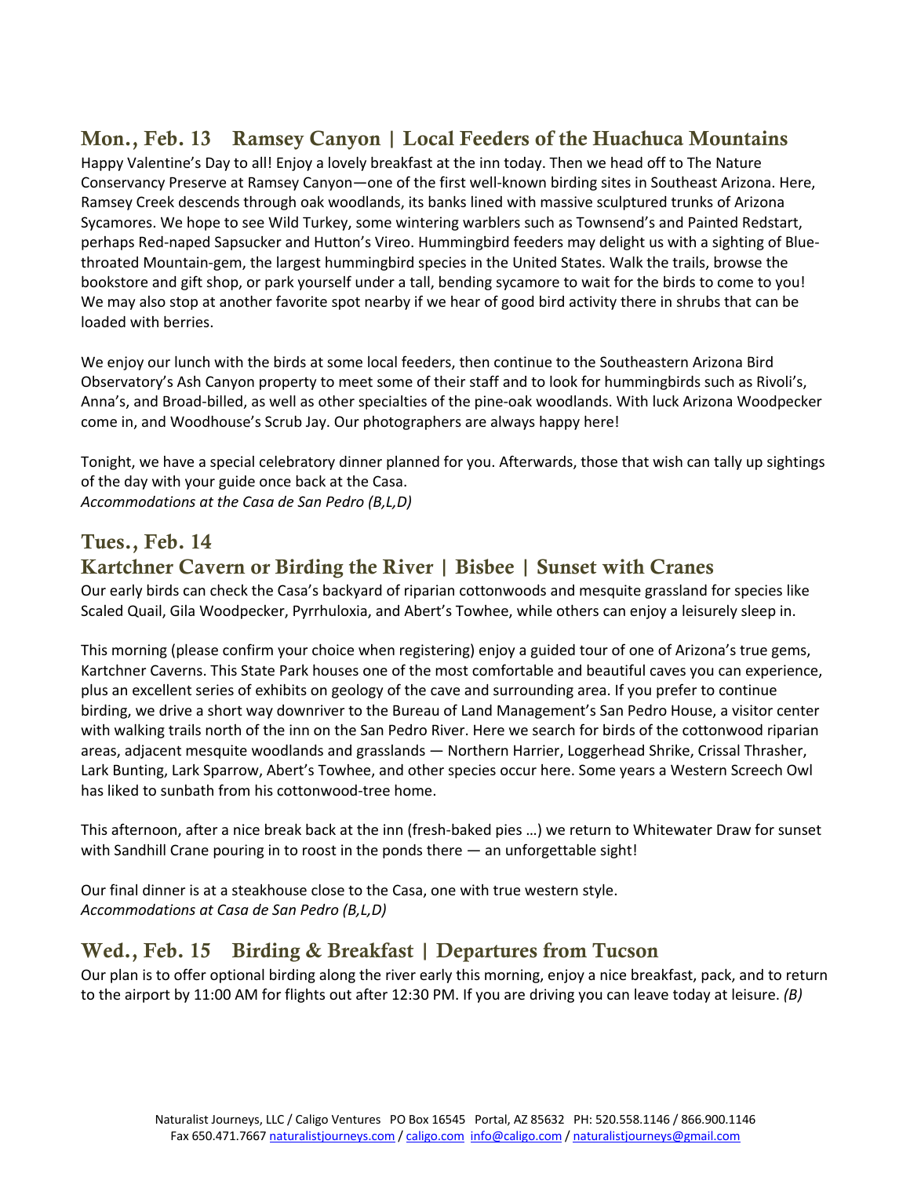## Mon., Feb. 13    Ramsey Canyon | Local Feeders of the Huachuca Mountains

Happy Valentine's Day to all! Enjoy a lovely breakfast at the inn today. Then we head off to The Nature Conservancy Preserve at Ramsey Canyon—one of the first well-known birding sites in Southeast Arizona. Here, Ramsey Creek descends through oak woodlands, its banks lined with massive sculptured trunks of Arizona Sycamores. We hope to see Wild Turkey, some wintering warblers such as Townsend's and Painted Redstart, perhaps Red-naped Sapsucker and Hutton's Vireo. Hummingbird feeders may delight us with a sighting of Blue-throated Mountain-gem, the largest hummingbird species in the United States. Walk the trails, browse the bookstore and gift shop, or park yourself under a tall, bending sycamore to wait for the birds to come to you! We may also stop at another favorite spot nearby if we hear of good bird activity there in shrubs that can be loaded with berries.

We enjoy our lunch with the birds at some local feeders, then continue to the Southeastern Arizona Bird Observatory's Ash Canyon property to meet some of their staff and to look for hummingbirds such as Rivoli's, Anna's, and Broad-billed, as well as other specialties of the pine-oak woodlands. With luck Arizona Woodpecker come in, and Woodhouse's Scrub Jay. Our photographers are always happy here!

Tonight, we have a special celebratory dinner planned for you. Afterwards, those that wish can tally up sightings of the day with your guide once back at the Casa.
*Accommodations at the Casa de San Pedro (B,L,D)*

## Tues., Feb. 14
## Kartchner Cavern or Birding the River | Bisbee | Sunset with Cranes

Our early birds can check the Casa's backyard of riparian cottonwoods and mesquite grassland for species like Scaled Quail, Gila Woodpecker, Pyrrhuloxia, and Abert's Towhee, while others can enjoy a leisurely sleep in.

This morning (please confirm your choice when registering) enjoy a guided tour of one of Arizona's true gems, Kartchner Caverns. This State Park houses one of the most comfortable and beautiful caves you can experience, plus an excellent series of exhibits on geology of the cave and surrounding area. If you prefer to continue birding, we drive a short way downriver to the Bureau of Land Management's San Pedro House, a visitor center with walking trails north of the inn on the San Pedro River. Here we search for birds of the cottonwood riparian areas, adjacent mesquite woodlands and grasslands — Northern Harrier, Loggerhead Shrike, Crissal Thrasher, Lark Bunting, Lark Sparrow, Abert's Towhee, and other species occur here. Some years a Western Screech Owl has liked to sunbath from his cottonwood-tree home.

This afternoon, after a nice break back at the inn (fresh-baked pies …) we return to Whitewater Draw for sunset with Sandhill Crane pouring in to roost in the ponds there — an unforgettable sight!

Our final dinner is at a steakhouse close to the Casa, one with true western style.
*Accommodations at Casa de San Pedro (B,L,D)*

## Wed., Feb. 15    Birding & Breakfast | Departures from Tucson

Our plan is to offer optional birding along the river early this morning, enjoy a nice breakfast, pack, and to return to the airport by 11:00 AM for flights out after 12:30 PM. If you are driving you can leave today at leisure. *(B)*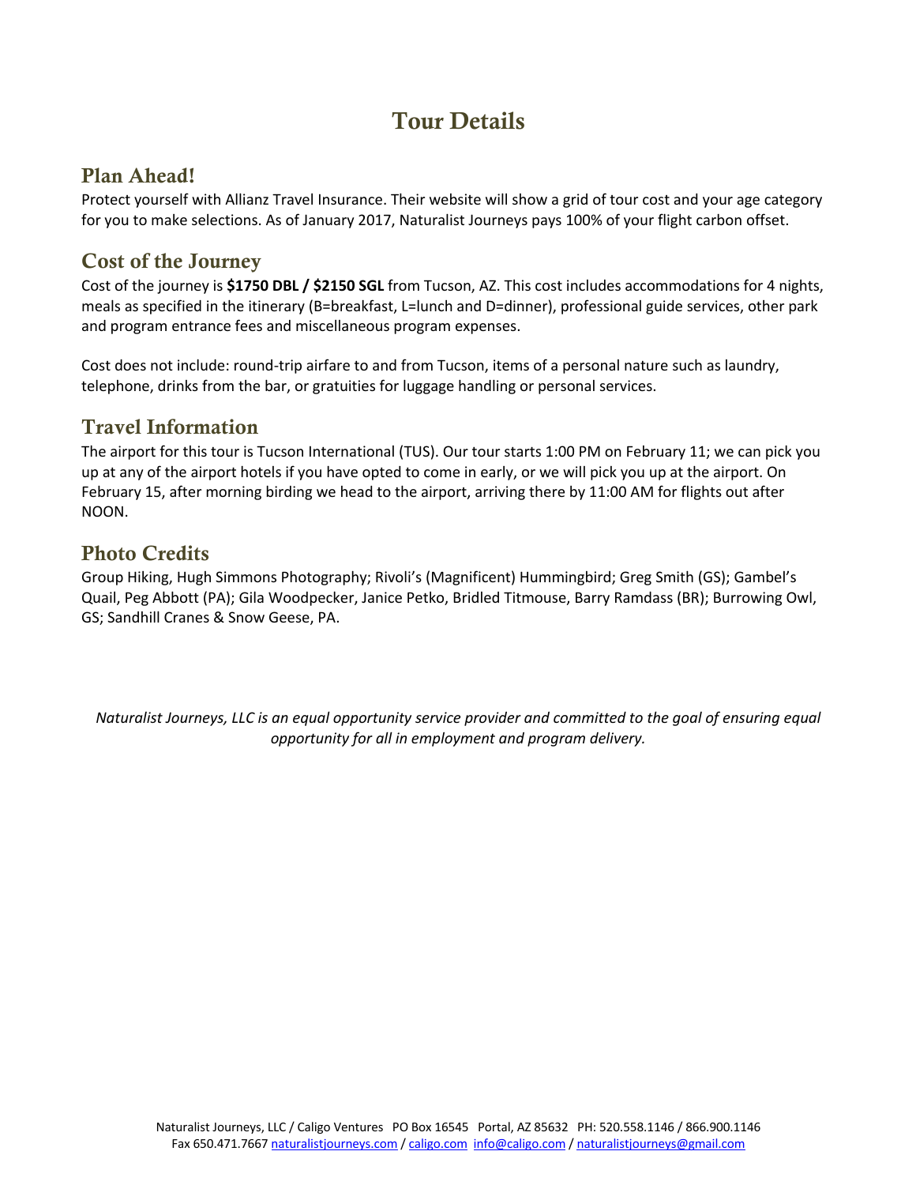# Tour Details

## Plan Ahead!

Protect yourself with Allianz Travel Insurance. Their website will show a grid of tour cost and your age category for you to make selections. As of January 2017, Naturalist Journeys pays 100% of your flight carbon offset.

## Cost of the Journey

Cost of the journey is **$1750 DBL / $2150 SGL** from Tucson, AZ. This cost includes accommodations for 4 nights, meals as specified in the itinerary (B=breakfast, L=lunch and D=dinner), professional guide services, other park and program entrance fees and miscellaneous program expenses.

Cost does not include: round-trip airfare to and from Tucson, items of a personal nature such as laundry, telephone, drinks from the bar, or gratuities for luggage handling or personal services.

## Travel Information

The airport for this tour is Tucson International (TUS). Our tour starts 1:00 PM on February 11; we can pick you up at any of the airport hotels if you have opted to come in early, or we will pick you up at the airport. On February 15, after morning birding we head to the airport, arriving there by 11:00 AM for flights out after NOON.

## Photo Credits

Group Hiking, Hugh Simmons Photography; Rivoli's (Magnificent) Hummingbird; Greg Smith (GS); Gambel's Quail, Peg Abbott (PA); Gila Woodpecker, Janice Petko, Bridled Titmouse, Barry Ramdass (BR); Burrowing Owl, GS; Sandhill Cranes & Snow Geese, PA.

*Naturalist Journeys, LLC is an equal opportunity service provider and committed to the goal of ensuring equal opportunity for all in employment and program delivery.*

Naturalist Journeys, LLC / Caligo Ventures PO Box 16545 Portal, AZ 85632 PH: 520.558.1146 / 866.900.1146
Fax 650.471.7667 naturalistjourneys.com / caligo.com info@caligo.com / naturalistjourneys@gmail.com